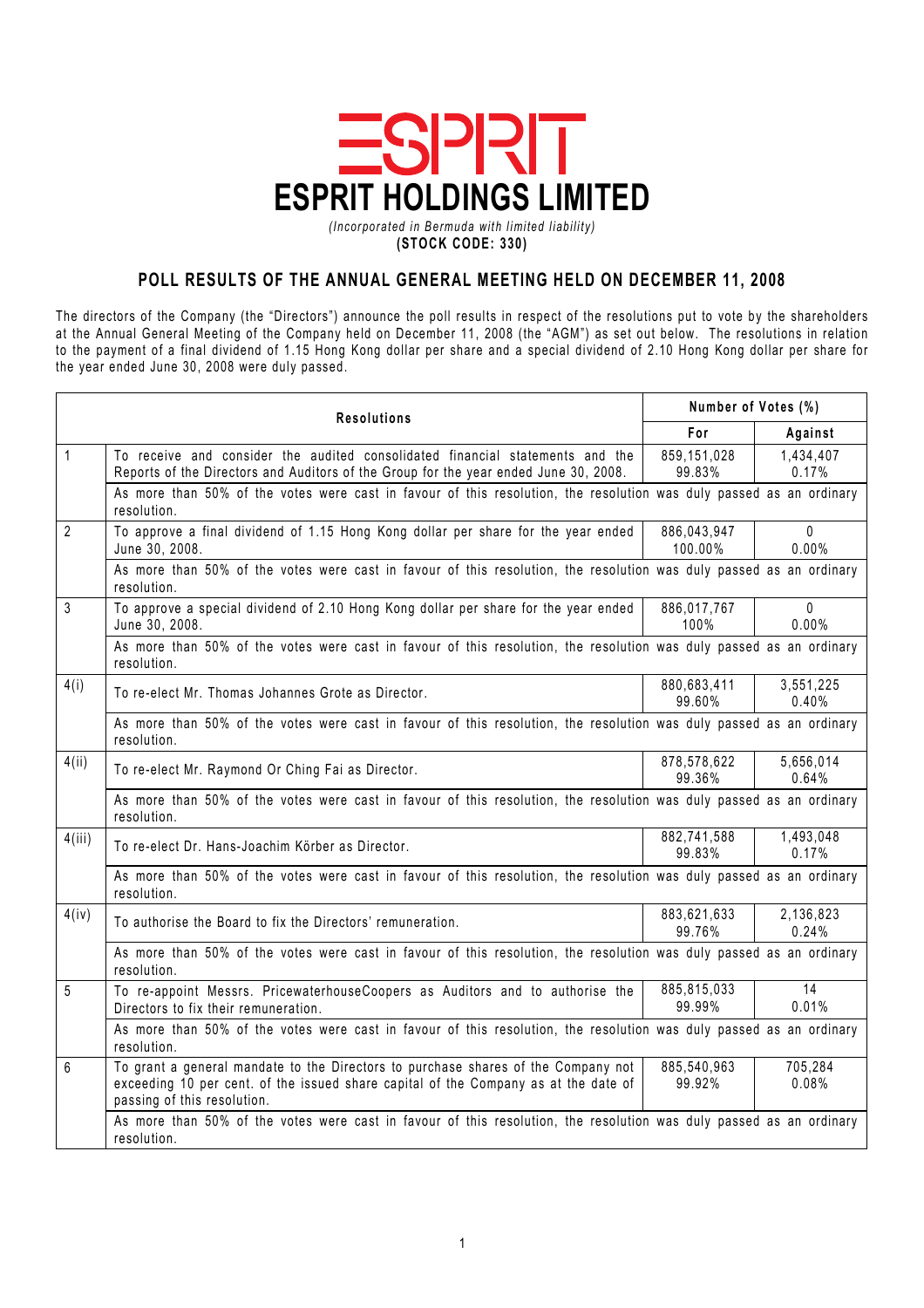# ESPRIT HOLDINGS LIMITED

*(Incorporated in Bermuda with limited liability)*

**(STOCK CODE: 330)**

## POLL RESULTS OF THE ANNUAL GENERAL MEETING HELD ON DECEMBER 11, 2008

The directors of the Company (the "Directors") announce the poll results in respect of the resolutions put to vote by the shareholders at the Annual General Meeting of the Company held on December 11, 2008 (the "AGM") as set out below. The resolutions in relation to the payment of a final dividend of 1.15 Hong Kong dollar per share and a special dividend of 2.10 Hong Kong dollar per share for the year ended June 30, 2008 were duly passed.

| | Resolutions | Number of Votes (%) | |
|---|---|---|---|
| | | For | Against |
| 1 | To receive and consider the audited consolidated financial statements and the Reports of the Directors and Auditors of the Group for the year ended June 30, 2008. | 859,151,028<br>99.83% | 1,434,407<br>0.17% |
| | As more than 50% of the votes were cast in favour of this resolution, the resolution was duly passed as an ordinary resolution. | | |
| 2 | To approve a final dividend of 1.15 Hong Kong dollar per share for the year ended June 30, 2008. | 886,043,947<br>100.00% | 0<br>0.00% |
| | As more than 50% of the votes were cast in favour of this resolution, the resolution was duly passed as an ordinary resolution. | | |
| 3 | To approve a special dividend of 2.10 Hong Kong dollar per share for the year ended June 30, 2008. | 886,017,767<br>100% | 0<br>0.00% |
| | As more than 50% of the votes were cast in favour of this resolution, the resolution was duly passed as an ordinary resolution. | | |
| 4(i) | To re-elect Mr. Thomas Johannes Grote as Director. | 880,683,411<br>99.60% | 3,551,225<br>0.40% |
| | As more than 50% of the votes were cast in favour of this resolution, the resolution was duly passed as an ordinary resolution. | | |
| 4(ii) | To re-elect Mr. Raymond Or Ching Fai as Director. | 878,578,622<br>99.36% | 5,656,014<br>0.64% |
| | As more than 50% of the votes were cast in favour of this resolution, the resolution was duly passed as an ordinary resolution. | | |
| 4(iii) | To re-elect Dr. Hans-Joachim Körber as Director. | 882,741,588<br>99.83% | 1,493,048<br>0.17% |
| | As more than 50% of the votes were cast in favour of this resolution, the resolution was duly passed as an ordinary resolution. | | |
| 4(iv) | To authorise the Board to fix the Directors' remuneration. | 883,621,633<br>99.76% | 2,136,823<br>0.24% |
| | As more than 50% of the votes were cast in favour of this resolution, the resolution was duly passed as an ordinary resolution. | | |
| 5 | To re-appoint Messrs. PricewaterhouseCoopers as Auditors and to authorise the Directors to fix their remuneration. | 885,815,033<br>99.99% | 14<br>0.01% |
| | As more than 50% of the votes were cast in favour of this resolution, the resolution was duly passed as an ordinary resolution. | | |
| 6 | To grant a general mandate to the Directors to purchase shares of the Company not exceeding 10 per cent. of the issued share capital of the Company as at the date of passing of this resolution. | 885,540,963<br>99.92% | 705,284<br>0.08% |
| | As more than 50% of the votes were cast in favour of this resolution, the resolution was duly passed as an ordinary resolution. | | |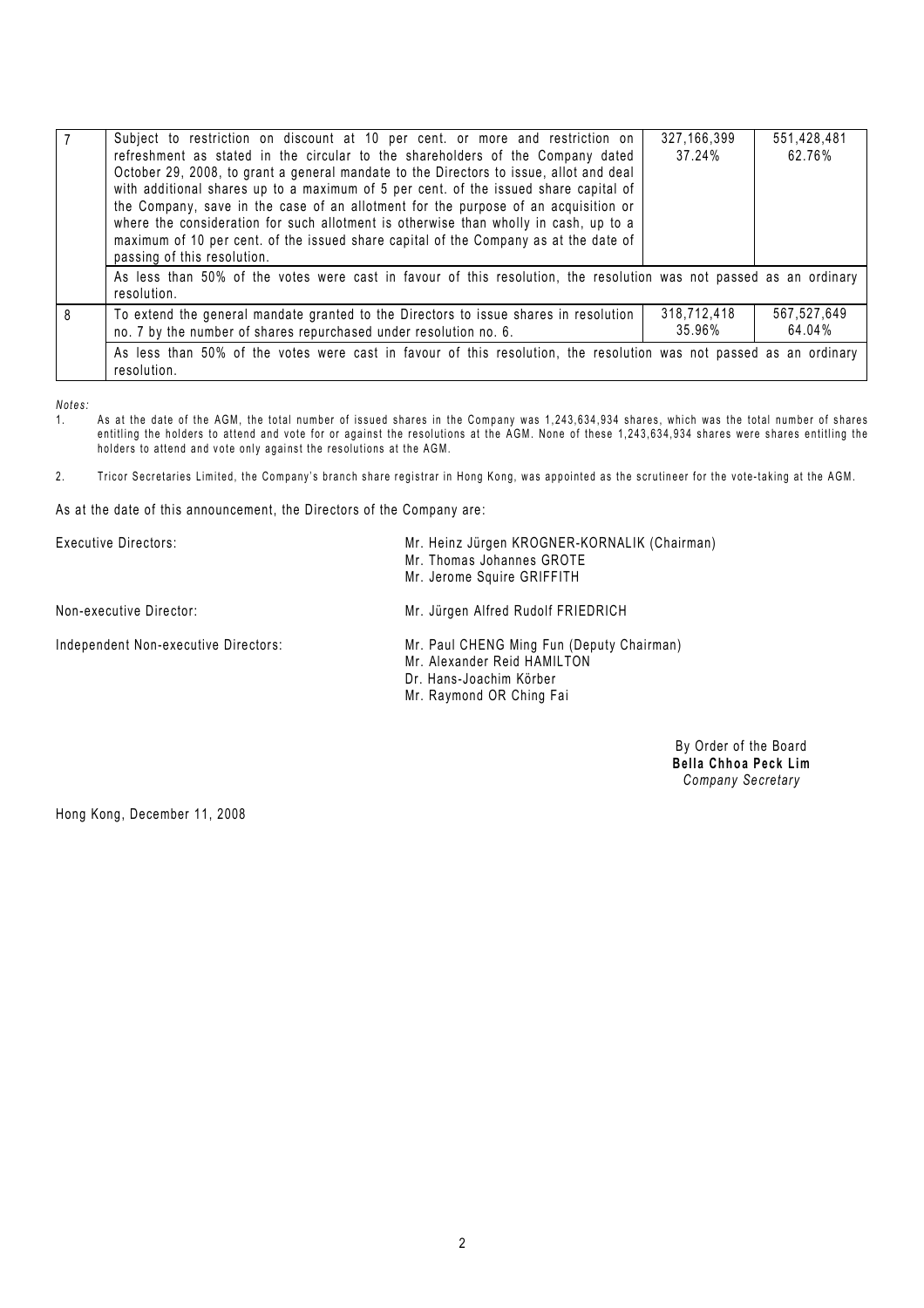| | | | |
|---|---|---|---|
| 7 | Subject to restriction on discount at 10 per cent. or more and restriction on refreshment as stated in the circular to the shareholders of the Company dated October 29, 2008, to grant a general mandate to the Directors to issue, allot and deal with additional shares up to a maximum of 5 per cent. of the issued share capital of the Company, save in the case of an allotment for the purpose of an acquisition or where the consideration for such allotment is otherwise than wholly in cash, up to a maximum of 10 per cent. of the issued share capital of the Company as at the date of passing of this resolution. | 327,166,399<br>37.24% | 551,428,481<br>62.76% |
| | As less than 50% of the votes were cast in favour of this resolution, the resolution was not passed as an ordinary resolution. | | |
| 8 | To extend the general mandate granted to the Directors to issue shares in resolution no. 7 by the number of shares repurchased under resolution no. 6. | 318,712,418<br>35.96% | 567,527,649<br>64.04% |
| | As less than 50% of the votes were cast in favour of this resolution, the resolution was not passed as an ordinary resolution. | | |

*Notes:*

1. As at the date of the AGM, the total number of issued shares in the Company was 1,243,634,934 shares, which was the total number of shares entitling the holders to attend and vote for or against the resolutions at the AGM. None of these 1,243,634,934 shares were shares entitling the holders to attend and vote only against the resolutions at the AGM.

2. Tricor Secretaries Limited, the Company's branch share registrar in Hong Kong, was appointed as the scrutineer for the vote-taking at the AGM.

As at the date of this announcement, the Directors of the Company are:

Executive Directors:
Mr. Heinz Jürgen KROGNER-KORNALIK (Chairman)
Mr. Thomas Johannes GROTE
Mr. Jerome Squire GRIFFITH

Non-executive Director:
Mr. Jürgen Alfred Rudolf FRIEDRICH

Independent Non-executive Directors:
Mr. Paul CHENG Ming Fun (Deputy Chairman)
Mr. Alexander Reid HAMILTON
Dr. Hans-Joachim Körber
Mr. Raymond OR Ching Fai

By Order of the Board
**Bella Chhoa Peck Lim**
*Company Secretary*

Hong Kong, December 11, 2008